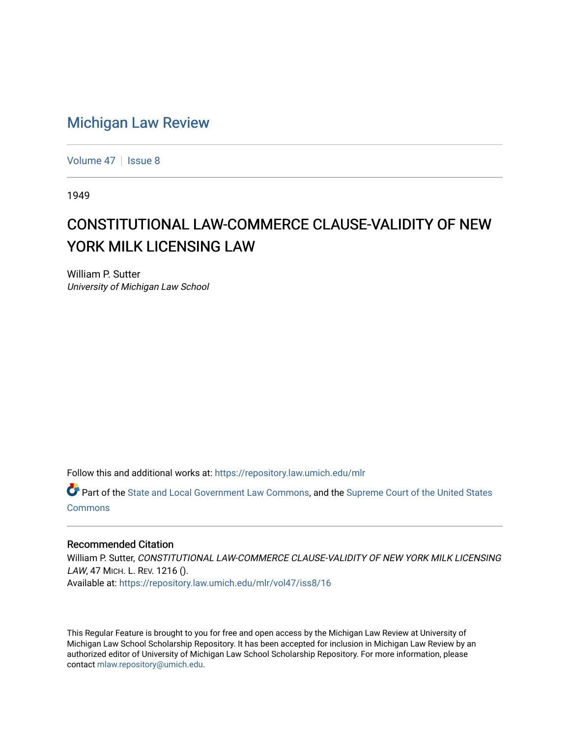# Michigan Law Review

Volume 47 | Issue 8

1949

## CONSTITUTIONAL LAW-COMMERCE CLAUSE-VALIDITY OF NEW YORK MILK LICENSING LAW

William P. Sutter
*University of Michigan Law School*

Follow this and additional works at: https://repository.law.umich.edu/mlr

Part of the State and Local Government Law Commons, and the Supreme Court of the United States Commons

### Recommended Citation

William P. Sutter, *CONSTITUTIONAL LAW-COMMERCE CLAUSE-VALIDITY OF NEW YORK MILK LICENSING LAW*, 47 MICH. L. REV. 1216 ().
Available at: https://repository.law.umich.edu/mlr/vol47/iss8/16

This Regular Feature is brought to you for free and open access by the Michigan Law Review at University of Michigan Law School Scholarship Repository. It has been accepted for inclusion in Michigan Law Review by an authorized editor of University of Michigan Law School Scholarship Repository. For more information, please contact mlaw.repository@umich.edu.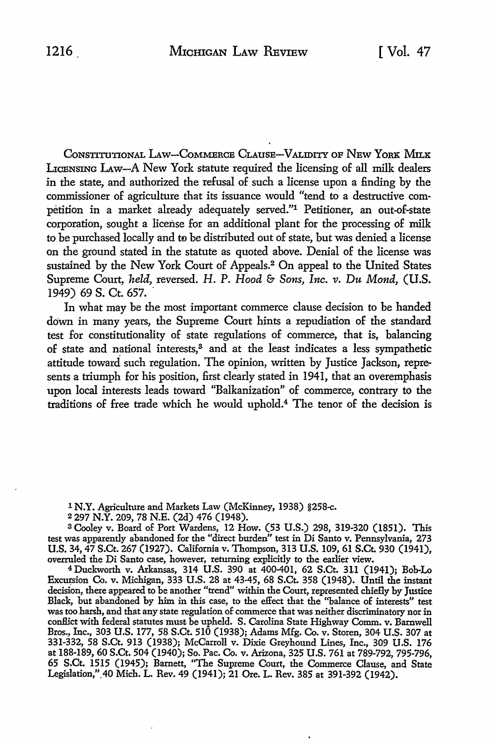CONSTITUTIONAL LAW—COMMERCE CLAUSE—VALIDITY OF NEW YORK MILK LICENSING LAW—A New York statute required the licensing of all milk dealers in the state, and authorized the refusal of such a license upon a finding by the commissioner of agriculture that its issuance would "tend to a destructive competition in a market already adequately served."[1] Petitioner, an out-of-state corporation, sought a license for an additional plant for the processing of milk to be purchased locally and to be distributed out of state, but was denied a license on the ground stated in the statute as quoted above. Denial of the license was sustained by the New York Court of Appeals.[2] On appeal to the United States Supreme Court, *held,* reversed. *H. P. Hood & Sons, Inc. v. Du Mond,* (U.S. 1949) 69 S. Ct. 657.

In what may be the most important commerce clause decision to be handed down in many years, the Supreme Court hints a repudiation of the standard test for constitutionality of state regulations of commerce, that is, balancing of state and national interests,[3] and at the least indicates a less sympathetic attitude toward such regulation. The opinion, written by Justice Jackson, represents a triumph for his position, first clearly stated in 1941, that an overemphasis upon local interests leads toward "Balkanization" of commerce, contrary to the traditions of free trade which he would uphold.[4] The tenor of the decision is

[1] N.Y. Agriculture and Markets Law (McKinney, 1938) §258-c.

[2] 297 N.Y. 209, 78 N.E. (2d) 476 (1948).

[3] Cooley v. Board of Port Wardens, 12 How. (53 U.S.) 298, 319-320 (1851). This test was apparently abandoned for the "direct burden" test in Di Santo v. Pennsylvania, 273 U.S. 34, 47 S.Ct. 267 (1927). California v. Thompson, 313 U.S. 109, 61 S.Ct. 930 (1941), overruled the Di Santo case, however, returning explicitly to the earlier view.

[4] Duckworth v. Arkansas, 314 U.S. 390 at 400-401, 62 S.Ct. 311 (1941); Bob-Lo Excursion Co. v. Michigan, 333 U.S. 28 at 43-45, 68 S.Ct. 358 (1948). Until the instant decision, there appeared to be another "trend" within the Court, represented chiefly by Justice Black, but abandoned by him in this case, to the effect that the "balance of interests" test was too harsh, and that any state regulation of commerce that was neither discriminatory nor in conflict with federal statutes must be upheld. S. Carolina State Highway Comm. v. Barnwell Bros., Inc., 303 U.S. 177, 58 S.Ct. 510 (1938); Adams Mfg. Co. v. Storen, 304 U.S. 307 at 331-332, 58 S.Ct. 913 (1938); McCarroll v. Dixie Greyhound Lines, Inc., 309 U.S. 176 at 188-189, 60 S.Ct. 504 (1940); So. Pac. Co. v. Arizona, 325 U.S. 761 at 789-792, 795-796, 65 S.Ct. 1515 (1945); Barnett, "The Supreme Court, the Commerce Clause, and State Legislation," 40 Mich. L. Rev. 49 (1941); 21 Ore. L. Rev. 385 at 391-392 (1942).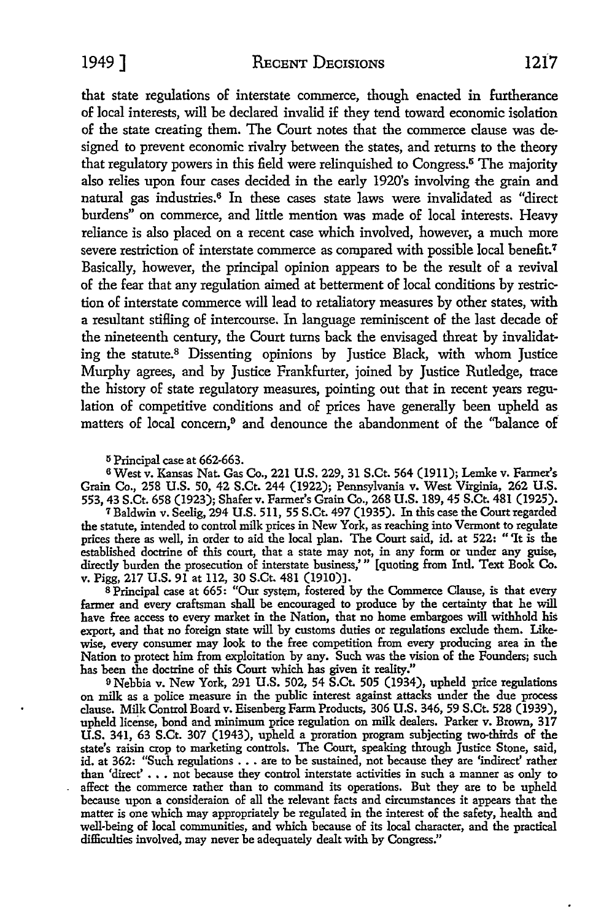that state regulations of interstate commerce, though enacted in furtherance of local interests, will be declared invalid if they tend toward economic isolation of the state creating them. The Court notes that the commerce clause was designed to prevent economic rivalry between the states, and returns to the theory that regulatory powers in this field were relinquished to Congress.[5] The majority also relies upon four cases decided in the early 1920's involving the grain and natural gas industries.[6] In these cases state laws were invalidated as "direct burdens" on commerce, and little mention was made of local interests. Heavy reliance is also placed on a recent case which involved, however, a much more severe restriction of interstate commerce as compared with possible local benefit.[7] Basically, however, the principal opinion appears to be the result of a revival of the fear that any regulation aimed at betterment of local conditions by restriction of interstate commerce will lead to retaliatory measures by other states, with a resultant stifling of intercourse. In language reminiscent of the last decade of the nineteenth century, the Court turns back the envisaged threat by invalidating the statute.[8] Dissenting opinions by Justice Black, with whom Justice Murphy agrees, and by Justice Frankfurter, joined by Justice Rutledge, trace the history of state regulatory measures, pointing out that in recent years regulation of competitive conditions and of prices have generally been upheld as matters of local concern,[9] and denounce the abandonment of the "balance of

[5] Principal case at 662-663.

[6] West v. Kansas Nat. Gas Co., 221 U.S. 229, 31 S.Ct. 564 (1911); Lemke v. Farmer's Grain Co., 258 U.S. 50, 42 S.Ct. 244 (1922); Pennsylvania v. West Virginia, 262 U.S. 553, 43 S.Ct. 658 (1923); Shafer v. Farmer's Grain Co., 268 U.S. 189, 45 S.Ct. 481 (1925).

[7] Baldwin v. Seelig, 294 U.S. 511, 55 S.Ct. 497 (1935). In this case the Court regarded the statute, intended to control milk prices in New York, as reaching into Vermont to regulate prices there as well, in order to aid the local plan. The Court said, id. at 522: " 'It is the established doctrine of this court, that a state may not, in any form or under any guise, directly burden the prosecution of interstate business,' " [quoting from Intl. Text Book Co. v. Pigg, 217 U.S. 91 at 112, 30 S.Ct. 481 (1910)].

[8] Principal case at 665: "Our system, fostered by the Commerce Clause, is that every farmer and every craftsman shall be encouraged to produce by the certainty that he will have free access to every market in the Nation, that no home embargoes will withhold his export, and that no foreign state will by customs duties or regulations exclude them. Likewise, every consumer may look to the free competition from every producing area in the Nation to protect him from exploitation by any. Such was the vision of the Founders; such has been the doctrine of this Court which has given it reality."

[9] Nebbia v. New York, 291 U.S. 502, 54 S.Ct. 505 (1934), upheld price regulations on milk as a police measure in the public interest against attacks under the due process clause. Milk Control Board v. Eisenberg Farm Products, 306 U.S. 346, 59 S.Ct. 528 (1939), upheld license, bond and minimum price regulation on milk dealers. Parker v. Brown, 317 U.S. 341, 63 S.Ct. 307 (1943), upheld a proration program subjecting two-thirds of the state's raisin crop to marketing controls. The Court, speaking through Justice Stone, said, id. at 362: "Such regulations . . . are to be sustained, not because they are 'indirect' rather than 'direct' . . . not because they control interstate activities in such a manner as only to affect the commerce rather than to command its operations. But they are to be upheld because upon a consideraion of all the relevant facts and circumstances it appears that the matter is one which may appropriately be regulated in the interest of the safety, health and well-being of local communities, and which because of its local character, and the practical difficulties involved, may never be adequately dealt with by Congress."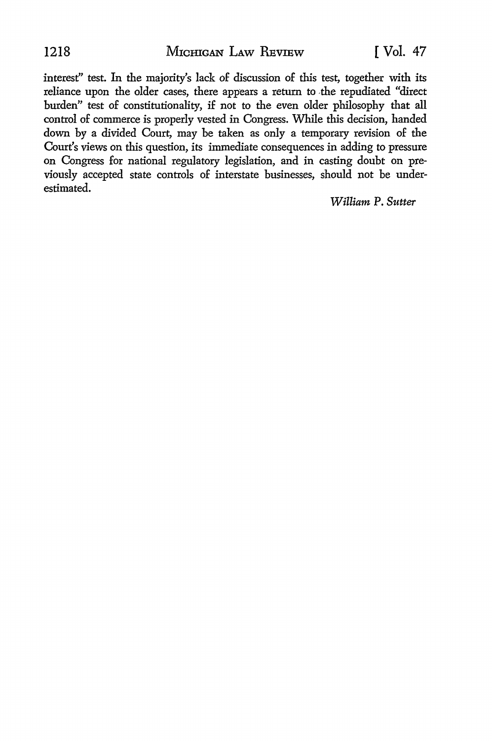interest" test. In the majority's lack of discussion of this test, together with its reliance upon the older cases, there appears a return to the repudiated "direct burden" test of constitutionality, if not to the even older philosophy that all control of commerce is properly vested in Congress. While this decision, handed down by a divided Court, may be taken as only a temporary revision of the Court's views on this question, its immediate consequences in adding to pressure on Congress for national regulatory legislation, and in casting doubt on previously accepted state controls of interstate businesses, should not be underestimated.

*William P. Sutter*